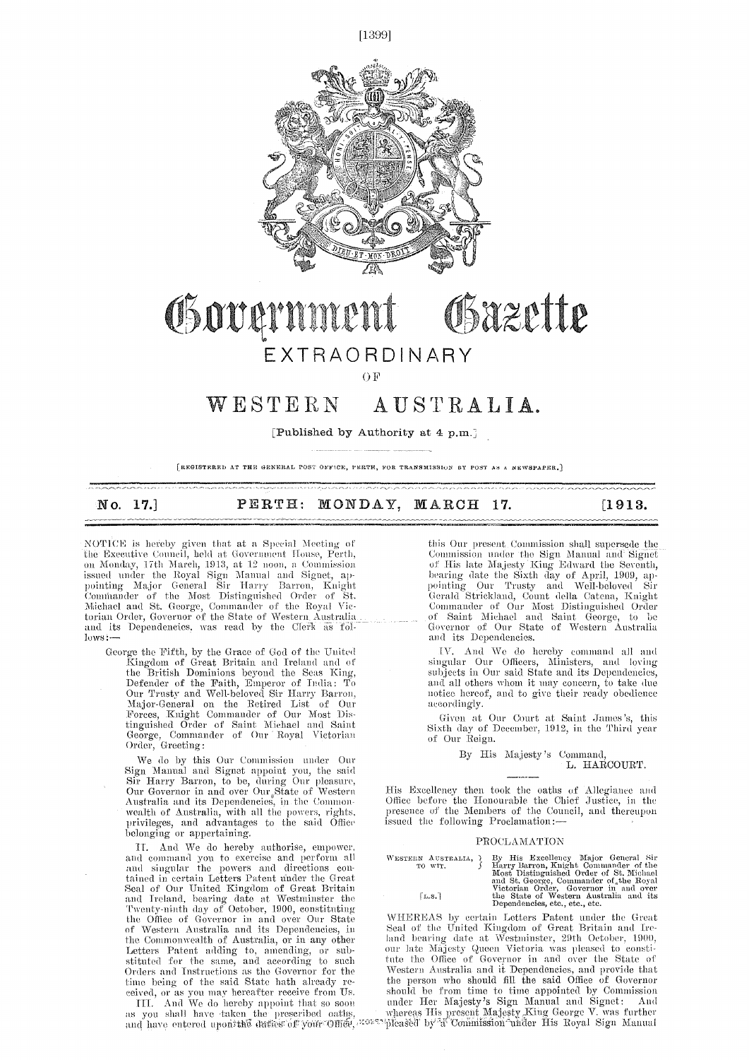# Government Gazette

## EXTRAORDINARY

OF

# WESTERN AUSTRALIA.

[Published by Authority at 4 p.m.]

[REGISTERED AT THE GENERAL POST OFFICE, PERTH, FOR TRANSMISSION BY POST AS A NEWSPAPER.]

**No. 17.] PERTH: MONDAY, MARCH 17. [1913.**

NOTICE is hereby given that at a Special Meeting of the Executive Council, held at Government House, Perth, on Monday, 17th March, 1913, at 12 noon, a Commission issued under the Royal Sign Manual and Signet, appointing Major General Sir Harry Barron, Knight Commander of the Most Distinguished Order of St. Michael and St. George, Commander of the Royal Victorian Order, Governor of the State of Western Australia and its Dependencies, was read by the Clerk as follows:—

> George the Fifth, by the Grace of God of the United Kingdom of Great Britain and Ireland and of the British Dominions beyond the Seas King, Defender of the Faith, Emperor of India: To Our Trusty and Well-beloved Sir Harry Barron, Major-General on the Retired List of Our Forces, Knight Commander of Our Most Distinguished Order of Saint Michael and Saint George, Commander of Our Royal Victorian Order, Greeting:
>
> We do by this Our Commission under Our Sign Manual and Signet appoint you, the said Sir Harry Barron, to be, during Our pleasure, Our Governor in and over Our State of Western Australia and its Dependencies, in the Commonwealth of Australia, with all the powers, rights, privileges, and advantages to the said Office belonging or appertaining.
>
> II. And We do hereby authorise, empower, and command you to exercise and perform all and singular the powers and directions contained in certain Letters Patent under the Great Seal of Our United Kingdom of Great Britain and Ireland, bearing date at Westminster the Twenty-ninth day of October, 1900, constituting the Office of Governor in and over Our State of Western Australia and its Dependencies, in the Commonwealth of Australia, or in any other Letters Patent adding to, amending, or substituted for the same, and according to such Orders and Instructions as the Governor for the time being of the said State hath already received, or as you may hereafter receive from Us.
>
> III. And We do hereby appoint that so soon as you shall have taken the prescribed oaths, and have entered upon the duties of your Office, this Our present Commission shall supersede the Commission under the Sign Manual and Signet of His late Majesty King Edward the Seventh, bearing date the Sixth day of April, 1909, appointing Our Trusty and Well-beloved Sir Gerald Strickland, Count della Catena, Knight Commander of Our Most Distinguished Order of Saint Michael and Saint George, to be Governor of Our State of Western Australia and its Dependencies.
>
> IV. And We do hereby command all and singular Our Officers, Ministers, and loving subjects in Our said State and its Dependencies, and all others whom it may concern, to take due notice hereof, and to give their ready obedience accordingly.
>
> Given at Our Court at Saint James's, this Sixth day of December, 1912, in the Third year of Our Reign.
>
> By His Majesty's Command,
> L. HARCOURT.

His Excellency then took the oaths of Allegiance and Office before the Honourable the Chief Justice, in the presence of the Members of the Council, and thereupon issued the following Proclamation:—

### PROCLAMATION

WESTERN AUSTRALIA, TO WIT. } By His Excellency Major General Sir Harry Barron, Knight Commander of the Most Distinguished Order of St. Michael and St. George, Commander of the Royal Victorian Order, Governor in and over the State of Western Australia and its Dependencies, etc., etc., etc.

[L.S.]

WHEREAS by certain Letters Patent under the Great Seal of the United Kingdom of Great Britain and Ireland bearing date at Westminster, 29th October, 1900, our late Majesty Queen Victoria was pleased to constitute the Office of Governor in and over the State of Western Australia and it Dependencies, and provide that the person who should fill the said Office of Governor should be from time to time appointed by Commission under Her Majesty's Sign Manual and Signet: And whereas His present Majesty King George V. was further pleased by a Commission under His Royal Sign Manual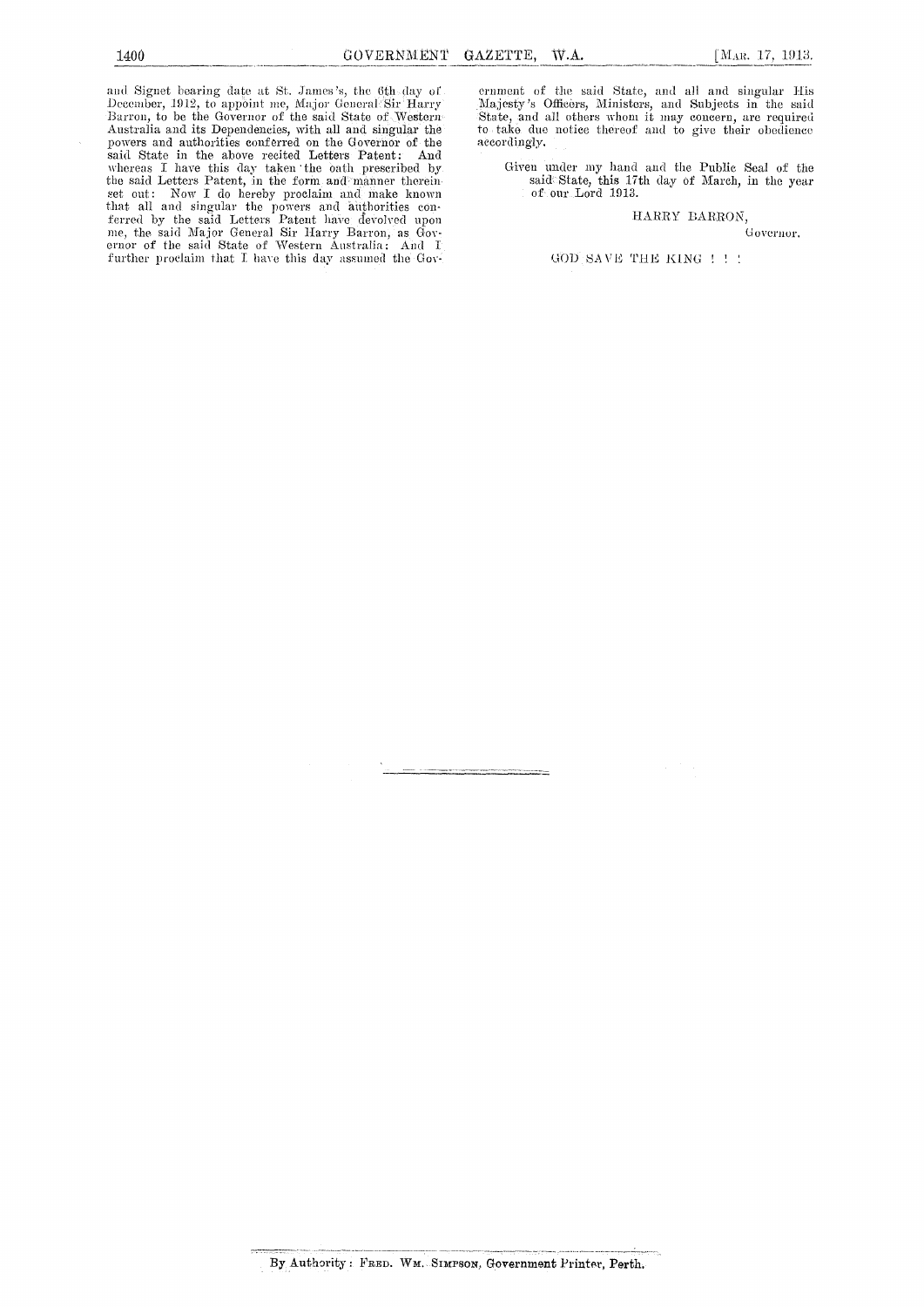and Signet bearing date at St. James's, the 6th day of December, 1912, to appoint me, Major General Sir Harry Barron, to be the Governor of the said State of Western Australia and its Dependencies, with all and singular the powers and authorities conferred on the Governor of the said State in the above recited Letters Patent: And whereas I have this day taken the oath prescribed by the said Letters Patent, in the form and manner therein set out: Now I do hereby proclaim and make known that all and singular the powers and authorities conferred by the said Letters Patent have devolved upon me, the said Major General Sir Harry Barron, as Governor of the said State of Western Australia: And I further proclaim that I have this day assumed the Government of the said State, and all and singular His Majesty's Officers, Ministers, and Subjects in the said State, and all others whom it may concern, are required to take due notice thereof and to give their obedience accordingly.

Given under my hand and the Public Seal of the said State, this 17th day of March, in the year of our Lord 1913.

HARRY BARRON,
Governor.

GOD SAVE THE KING ! ! !

---

By Authority: FRED. WM. SIMPSON, Government Printer, Perth.